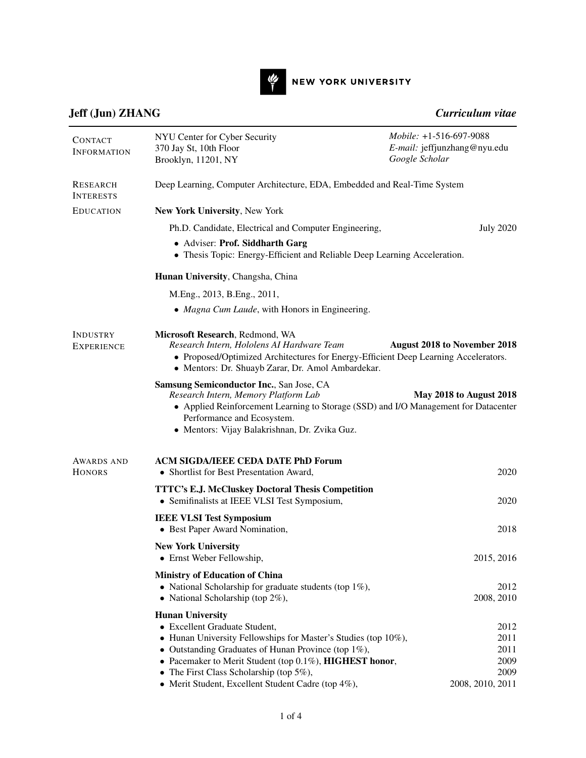# Jeff (Jun) ZHANG

*Curriculum vitae*

## Contact Information

NYU Center for Cyber Security
370 Jay St, 10th Floor
Brooklyn, 11201, NY

*Mobile:* +1-516-697-9088
*E-mail:* jeffjunzhang@nyu.edu
*Google Scholar*

## Research Interests

Deep Learning, Computer Architecture, EDA, Embedded and Real-Time System

## Education

**New York University**, New York

Ph.D. Candidate, Electrical and Computer Engineering, July 2020

- Adviser: **Prof. Siddharth Garg**
- Thesis Topic: Energy-Efficient and Reliable Deep Learning Acceleration.

**Hunan University**, Changsha, China

M.Eng., 2013, B.Eng., 2011,

- *Magna Cum Laude*, with Honors in Engineering.

## Industry Experience

**Microsoft Research**, Redmond, WA
*Research Intern, Hololens AI Hardware Team* — **August 2018 to November 2018**

- Proposed/Optimized Architectures for Energy-Efficient Deep Learning Accelerators.
- Mentors: Dr. Shuayb Zarar, Dr. Amol Ambardekar.

**Samsung Semiconductor Inc.**, San Jose, CA
*Research Intern, Memory Platform Lab* — **May 2018 to August 2018**

- Applied Reinforcement Learning to Storage (SSD) and I/O Management for Datacenter Performance and Ecosystem.
- Mentors: Vijay Balakrishnan, Dr. Zvika Guz.

## Awards and Honors

**ACM SIGDA/IEEE CEDA DATE PhD Forum**

- Shortlist for Best Presentation Award, 2020

**TTTC's E.J. McCluskey Doctoral Thesis Competition**

- Semifinalists at IEEE VLSI Test Symposium, 2020

**IEEE VLSI Test Symposium**

- Best Paper Award Nomination, 2018

**New York University**

- Ernst Weber Fellowship, 2015, 2016

**Ministry of Education of China**

- National Scholarship for graduate students (top 1%), 2012
- National Scholarship (top 2%), 2008, 2010

**Hunan University**

- Excellent Graduate Student, 2012
- Hunan University Fellowships for Master's Studies (top 10%), 2011
- Outstanding Graduates of Hunan Province (top 1%), 2011
- Pacemaker to Merit Student (top 0.1%), **HIGHEST honor**, 2009
- The First Class Scholarship (top 5%), 2009
- Merit Student, Excellent Student Cadre (top 4%), 2008, 2010, 2011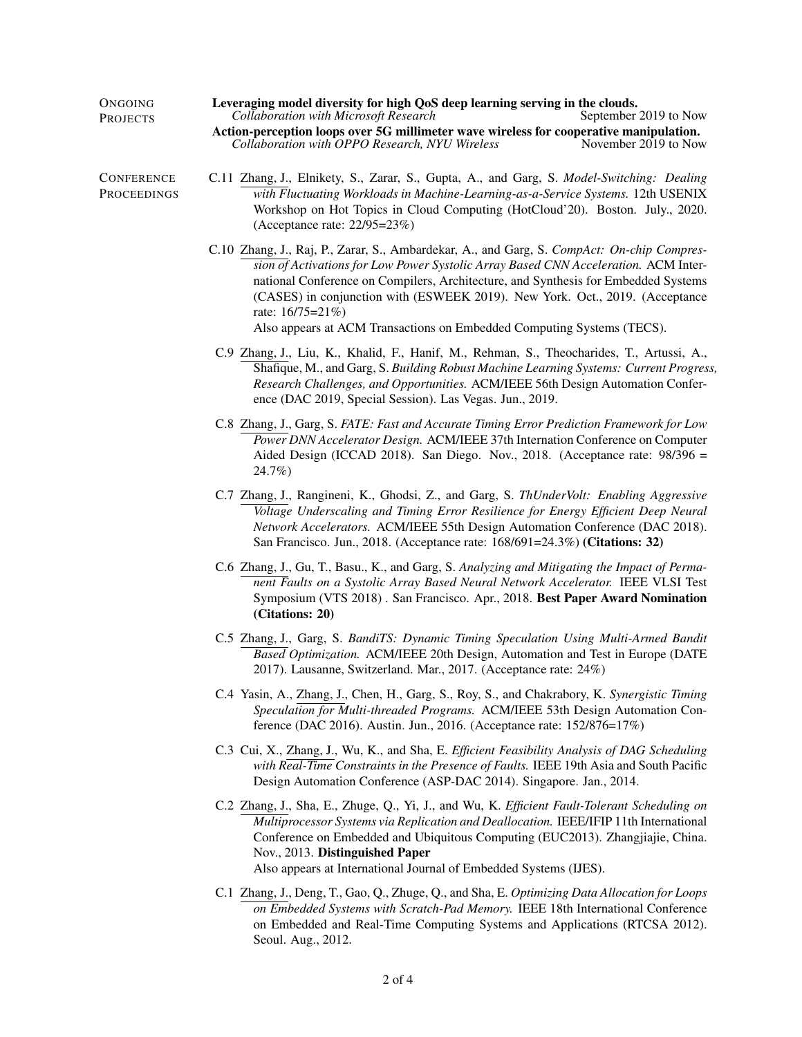## Ongoing Projects

**Leveraging model diversity for high QoS deep learning serving in the clouds.**
*Collaboration with Microsoft Research* — September 2019 to Now

**Action-perception loops over 5G millimeter wave wireless for cooperative manipulation.**
*Collaboration with OPPO Research, NYU Wireless* — November 2019 to Now

## Conference Proceedings

C.11 Zhang, J., Elnikety, S., Zarar, S., Gupta, A., and Garg, S. *Model-Switching: Dealing with Fluctuating Workloads in Machine-Learning-as-a-Service Systems.* 12th USENIX Workshop on Hot Topics in Cloud Computing (HotCloud'20). Boston. July., 2020. (Acceptance rate: 22/95=23%)

C.10 Zhang, J., Raj, P., Zarar, S., Ambardekar, A., and Garg, S. *CompAct: On-chip Compression of Activations for Low Power Systolic Array Based CNN Acceleration.* ACM International Conference on Compilers, Architecture, and Synthesis for Embedded Systems (CASES) in conjunction with (ESWEEK 2019). New York. Oct., 2019. (Acceptance rate: 16/75=21%)
Also appears at ACM Transactions on Embedded Computing Systems (TECS).

C.9 Zhang, J., Liu, K., Khalid, F., Hanif, M., Rehman, S., Theocharides, T., Artussi, A., Shafique, M., and Garg, S. *Building Robust Machine Learning Systems: Current Progress, Research Challenges, and Opportunities.* ACM/IEEE 56th Design Automation Conference (DAC 2019, Special Session). Las Vegas. Jun., 2019.

C.8 Zhang, J., Garg, S. *FATE: Fast and Accurate Timing Error Prediction Framework for Low Power DNN Accelerator Design.* ACM/IEEE 37th Internation Conference on Computer Aided Design (ICCAD 2018). San Diego. Nov., 2018. (Acceptance rate: 98/396 = 24.7%)

C.7 Zhang, J., Rangineni, K., Ghodsi, Z., and Garg, S. *ThUnderVolt: Enabling Aggressive Voltage Underscaling and Timing Error Resilience for Energy Efficient Deep Neural Network Accelerators.* ACM/IEEE 55th Design Automation Conference (DAC 2018). San Francisco. Jun., 2018. (Acceptance rate: 168/691=24.3%) **(Citations: 32)**

C.6 Zhang, J., Gu, T., Basu., K., and Garg, S. *Analyzing and Mitigating the Impact of Permanent Faults on a Systolic Array Based Neural Network Accelerator.* IEEE VLSI Test Symposium (VTS 2018) . San Francisco. Apr., 2018. **Best Paper Award Nomination (Citations: 20)**

C.5 Zhang, J., Garg, S. *BandiTS: Dynamic Timing Speculation Using Multi-Armed Bandit Based Optimization.* ACM/IEEE 20th Design, Automation and Test in Europe (DATE 2017). Lausanne, Switzerland. Mar., 2017. (Acceptance rate: 24%)

C.4 Yasin, A., Zhang, J., Chen, H., Garg, S., Roy, S., and Chakrabory, K. *Synergistic Timing Speculation for Multi-threaded Programs.* ACM/IEEE 53th Design Automation Conference (DAC 2016). Austin. Jun., 2016. (Acceptance rate: 152/876=17%)

C.3 Cui, X., Zhang, J., Wu, K., and Sha, E. *Efficient Feasibility Analysis of DAG Scheduling with Real-Time Constraints in the Presence of Faults.* IEEE 19th Asia and South Pacific Design Automation Conference (ASP-DAC 2014). Singapore. Jan., 2014.

C.2 Zhang, J., Sha, E., Zhuge, Q., Yi, J., and Wu, K. *Efficient Fault-Tolerant Scheduling on Multiprocessor Systems via Replication and Deallocation.* IEEE/IFIP 11th International Conference on Embedded and Ubiquitous Computing (EUC2013). Zhangjiajie, China. Nov., 2013. **Distinguished Paper**
Also appears at International Journal of Embedded Systems (IJES).

C.1 Zhang, J., Deng, T., Gao, Q., Zhuge, Q., and Sha, E. *Optimizing Data Allocation for Loops on Embedded Systems with Scratch-Pad Memory.* IEEE 18th International Conference on Embedded and Real-Time Computing Systems and Applications (RTCSA 2012). Seoul. Aug., 2012.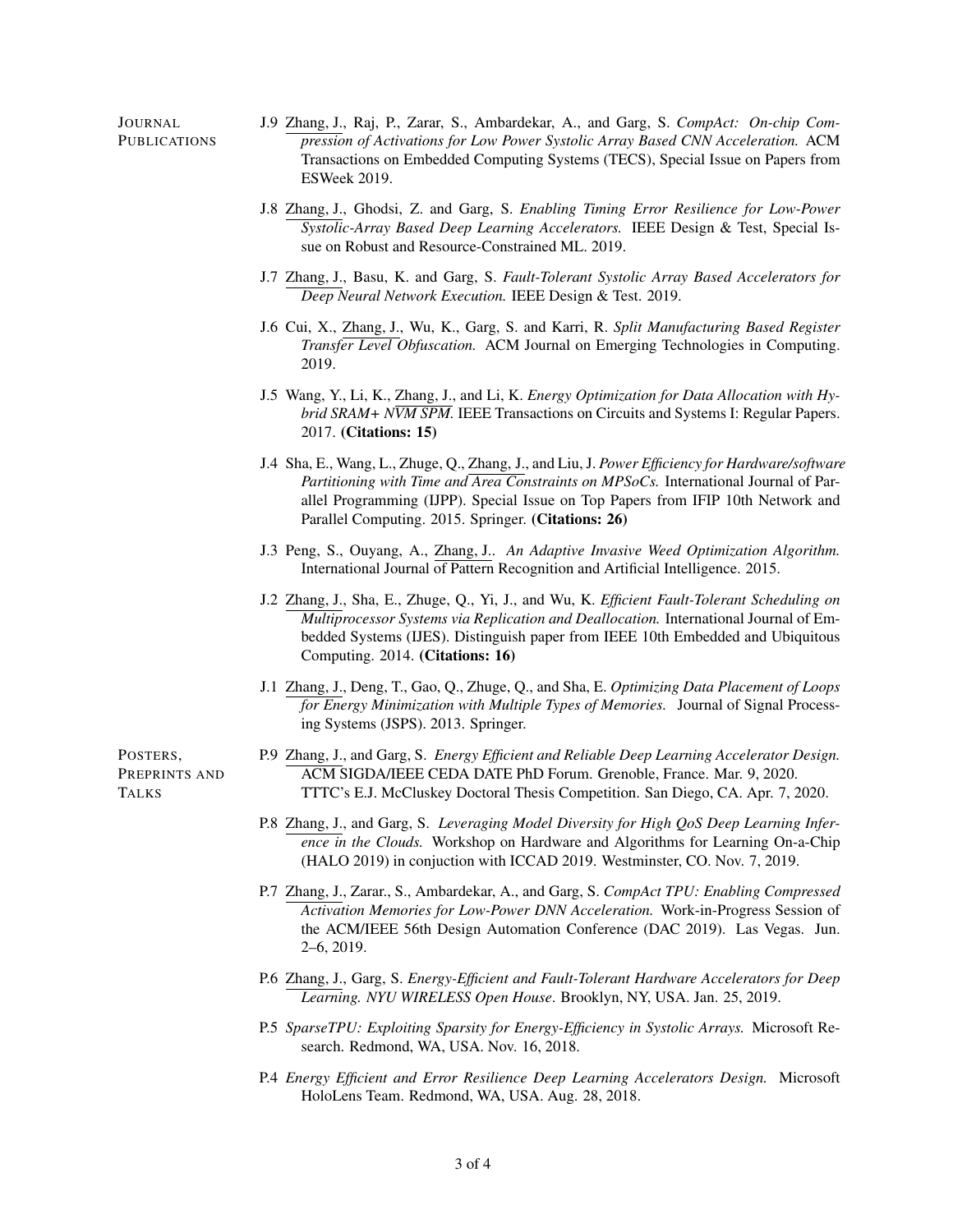## Journal Publications

J.9 Zhang, J., Raj, P., Zarar, S., Ambardekar, A., and Garg, S. *CompAct: On-chip Compression of Activations for Low Power Systolic Array Based CNN Acceleration.* ACM Transactions on Embedded Computing Systems (TECS), Special Issue on Papers from ESWeek 2019.

J.8 Zhang, J., Ghodsi, Z. and Garg, S. *Enabling Timing Error Resilience for Low-Power Systolic-Array Based Deep Learning Accelerators.* IEEE Design & Test, Special Issue on Robust and Resource-Constrained ML. 2019.

J.7 Zhang, J., Basu, K. and Garg, S. *Fault-Tolerant Systolic Array Based Accelerators for Deep Neural Network Execution.* IEEE Design & Test. 2019.

J.6 Cui, X., Zhang, J., Wu, K., Garg, S. and Karri, R. *Split Manufacturing Based Register Transfer Level Obfuscation.* ACM Journal on Emerging Technologies in Computing. 2019.

J.5 Wang, Y., Li, K., Zhang, J., and Li, K. *Energy Optimization for Data Allocation with Hybrid SRAM+ NVM SPM.* IEEE Transactions on Circuits and Systems I: Regular Papers. 2017. **(Citations: 15)**

J.4 Sha, E., Wang, L., Zhuge, Q., Zhang, J., and Liu, J. *Power Efficiency for Hardware/software Partitioning with Time and Area Constraints on MPSoCs.* International Journal of Parallel Programming (IJPP). Special Issue on Top Papers from IFIP 10th Network and Parallel Computing. 2015. Springer. **(Citations: 26)**

J.3 Peng, S., Ouyang, A., Zhang, J.. *An Adaptive Invasive Weed Optimization Algorithm.* International Journal of Pattern Recognition and Artificial Intelligence. 2015.

J.2 Zhang, J., Sha, E., Zhuge, Q., Yi, J., and Wu, K. *Efficient Fault-Tolerant Scheduling on Multiprocessor Systems via Replication and Deallocation.* International Journal of Embedded Systems (IJES). Distinguish paper from IEEE 10th Embedded and Ubiquitous Computing. 2014. **(Citations: 16)**

J.1 Zhang, J., Deng, T., Gao, Q., Zhuge, Q., and Sha, E. *Optimizing Data Placement of Loops for Energy Minimization with Multiple Types of Memories.* Journal of Signal Processing Systems (JSPS). 2013. Springer.

## Posters, Preprints and Talks

P.9 Zhang, J., and Garg, S. *Energy Efficient and Reliable Deep Learning Accelerator Design.* ACM SIGDA/IEEE CEDA DATE PhD Forum. Grenoble, France. Mar. 9, 2020. TTTC's E.J. McCluskey Doctoral Thesis Competition. San Diego, CA. Apr. 7, 2020.

P.8 Zhang, J., and Garg, S. *Leveraging Model Diversity for High QoS Deep Learning Inference in the Clouds.* Workshop on Hardware and Algorithms for Learning On-a-Chip (HALO 2019) in conjuction with ICCAD 2019. Westminster, CO. Nov. 7, 2019.

P.7 Zhang, J., Zarar., S., Ambardekar, A., and Garg, S. *CompAct TPU: Enabling Compressed Activation Memories for Low-Power DNN Acceleration.* Work-in-Progress Session of the ACM/IEEE 56th Design Automation Conference (DAC 2019). Las Vegas. Jun. 2–6, 2019.

P.6 Zhang, J., Garg, S. *Energy-Efficient and Fault-Tolerant Hardware Accelerators for Deep Learning. NYU WIRELESS Open House*. Brooklyn, NY, USA. Jan. 25, 2019.

P.5 *SparseTPU: Exploiting Sparsity for Energy-Efficiency in Systolic Arrays.* Microsoft Research. Redmond, WA, USA. Nov. 16, 2018.

P.4 *Energy Efficient and Error Resilience Deep Learning Accelerators Design.* Microsoft HoloLens Team. Redmond, WA, USA. Aug. 28, 2018.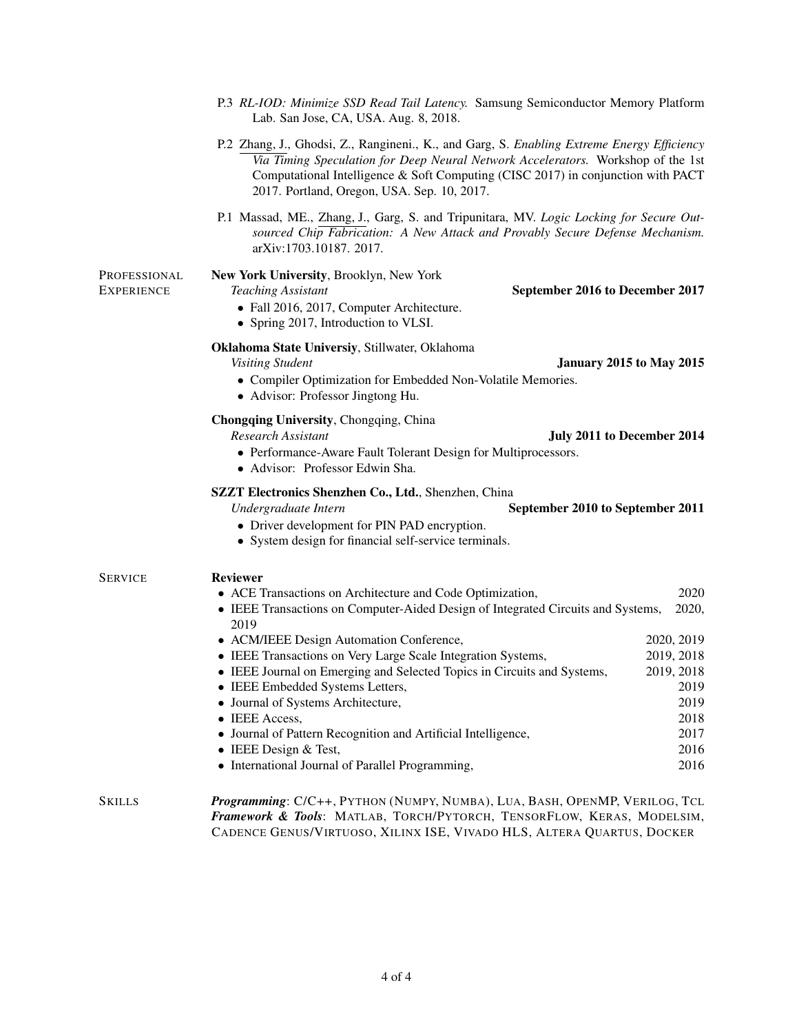P.3 *RL-IOD: Minimize SSD Read Tail Latency.* Samsung Semiconductor Memory Platform Lab. San Jose, CA, USA. Aug. 8, 2018.

P.2 Zhang, J., Ghodsi, Z., Rangineni., K., and Garg, S. *Enabling Extreme Energy Efficiency Via Timing Speculation for Deep Neural Network Accelerators.* Workshop of the 1st Computational Intelligence & Soft Computing (CISC 2017) in conjunction with PACT 2017. Portland, Oregon, USA. Sep. 10, 2017.

P.1 Massad, ME., Zhang, J., Garg, S. and Tripunitara, MV. *Logic Locking for Secure Outsourced Chip Fabrication: A New Attack and Provably Secure Defense Mechanism.* arXiv:1703.10187. 2017.

## Professional Experience

**New York University**, Brooklyn, New York
*Teaching Assistant* — **September 2016 to December 2017**

- Fall 2016, 2017, Computer Architecture.
- Spring 2017, Introduction to VLSI.

**Oklahoma State Universiy**, Stillwater, Oklahoma
*Visiting Student* — **January 2015 to May 2015**

- Compiler Optimization for Embedded Non-Volatile Memories.
- Advisor: Professor Jingtong Hu.

**Chongqing University**, Chongqing, China
*Research Assistant* — **July 2011 to December 2014**

- Performance-Aware Fault Tolerant Design for Multiprocessors.
- Advisor: Professor Edwin Sha.

**SZZT Electronics Shenzhen Co., Ltd.**, Shenzhen, China
*Undergraduate Intern* — **September 2010 to September 2011**

- Driver development for PIN PAD encryption.
- System design for financial self-service terminals.

## Service

**Reviewer**

- ACE Transactions on Architecture and Code Optimization, 2020
- IEEE Transactions on Computer-Aided Design of Integrated Circuits and Systems, 2020, 2019
- ACM/IEEE Design Automation Conference, 2020, 2019
- IEEE Transactions on Very Large Scale Integration Systems, 2019, 2018
- IEEE Journal on Emerging and Selected Topics in Circuits and Systems, 2019, 2018
- IEEE Embedded Systems Letters, 2019
- Journal of Systems Architecture, 2019
- IEEE Access, 2018
- Journal of Pattern Recognition and Artificial Intelligence, 2017
- IEEE Design & Test, 2016
- International Journal of Parallel Programming, 2016

## Skills

***Programming***: C/C++, Python (Numpy, Numba), Lua, Bash, OpenMP, Verilog, Tcl
***Framework & Tools***: Matlab, Torch/Pytorch, TensorFlow, Keras, Modelsim, Cadence Genus/Virtuoso, Xilinx ISE, Vivado HLS, Altera Quartus, Docker